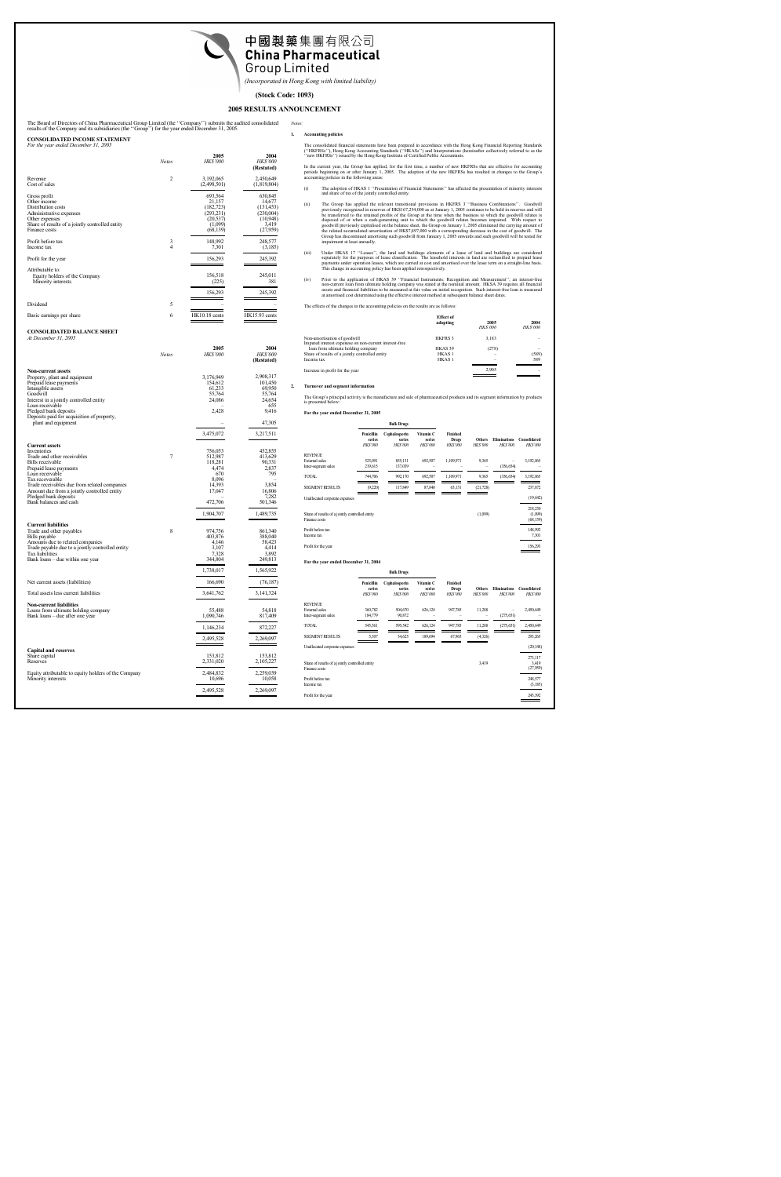# 中國製藥集團有限公司
# China Pharmaceutical Group Limited

*(Incorporated in Hong Kong with limited liability)*

**(Stock Code: 1093)**

## 2005 RESULTS ANNOUNCEMENT

The Board of Directors of China Pharmaceutical Group Limited (the "Company") submits the audited consolidated results of the Company and its subsidiaries (the "Group") for the year ended December 31, 2005.

### CONSOLIDATED INCOME STATEMENT

*For the year ended December 31, 2005*

| | Notes | 2005 HK$'000 | 2004 HK$'000 (Restated) |
|---|---|---|---|
| Revenue | 2 | 3,192,065 | 2,450,649 |
| Cost of sales | | (2,498,501) | (1,819,804) |
| Gross profit | | 693,564 | 630,845 |
| Other income | | 21,157 | 14,677 |
| Distribution costs | | (182,723) | (131,453) |
| Administrative expenses | | (293,231) | (230,004) |
| Other expenses | | (20,537) | (10,948) |
| Share of results of a jointly controlled entity | | (1,099) | 3,419 |
| Finance costs | | (68,139) | (27,959) |
| Profit before tax | 3 | 148,992 | 248,577 |
| Income tax | 4 | 7,301 | (3,185) |
| Profit for the year | | 156,293 | 245,392 |
| Attributable to: | | | |
| Equity holders of the Company | | 156,518 | 245,011 |
| Minority interests | | (225) | 381 |
| | | 156,293 | 245,392 |
| Dividend | 5 | – | – |
| Basic earnings per share | 6 | HK10.18 cents | HK15.93 cents |

### CONSOLIDATED BALANCE SHEET

*At December 31, 2005*

| | Notes | 2005 HK$'000 | 2004 HK$'000 (Restated) |
|---|---|---|---|
| **Non-current assets** | | | |
| Property, plant and equipment | | 3,176,949 | 2,908,317 |
| Prepaid lease payments | | 154,612 | 101,450 |
| Intangible assets | | 61,233 | 69,950 |
| Goodwill | | 55,764 | 55,764 |
| Interest in a jointly controlled entity | | 24,086 | 24,654 |
| Loan receivable | | – | 655 |
| Pledged bank deposits | | 2,428 | 9,416 |
| Deposits paid for acquisition of property, plant and equipment | | – | 47,305 |
| | | 3,475,072 | 3,217,511 |
| **Current assets** | | | |
| Inventories | | 756,053 | 452,855 |
| Trade and other receivables | 7 | 512,987 | 413,629 |
| Bills receivable | | 118,281 | 90,331 |
| Prepaid lease payments | | 4,474 | 2,837 |
| Loan receivable | | 670 | 795 |
| Tax recoverable | | 8,096 | – |
| Trade receivables due from related companies | | 14,393 | 3,854 |
| Amount due from a jointly controlled entity | | 17,047 | 16,806 |
| Pledged bank deposits | | – | 7,282 |
| Bank balances and cash | | 472,706 | 501,346 |
| | | 1,904,707 | 1,489,735 |
| **Current liabilities** | | | |
| Trade and other payables | 8 | 974,756 | 861,340 |
| Bills payable | | 403,876 | 388,040 |
| Amounts due to related companies | | 4,146 | 58,423 |
| Trade payable due to a jointly controlled entity | | 3,107 | 4,414 |
| Tax liabilities | | 7,328 | 3,892 |
| Bank loans – due within one year | | 344,804 | 249,813 |
| | | 1,738,017 | 1,565,922 |
| Net current assets (liabilities) | | 166,690 | (76,187) |
| Total assets less current liabilities | | 3,641,762 | 3,141,324 |
| **Non-current liabilities** | | | |
| Loans from ultimate holding company | | 55,488 | 54,818 |
| Bank loans – due after one year | | 1,090,746 | 817,409 |
| | | 1,146,234 | 872,227 |
| | | 2,495,528 | 2,269,097 |
| **Capital and reserves** | | | |
| Share capital | | 153,812 | 153,812 |
| Reserves | | 2,331,020 | 2,105,227 |
| Equity attributable to equity holders of the Company | | 2,484,832 | 2,259,039 |
| Minority interests | | 10,696 | 10,058 |
| | | 2,495,528 | 2,269,097 |

*Notes:*

### 1. Accounting policies

The consolidated financial statements have been prepared in accordance with the Hong Kong Financial Reporting Standards ("HKFRSs"), Hong Kong Accounting Standards ("HKASs") and Interpretations (hereinafter collectively referred to as the "new HKFRSs") issued by the Hong Kong Institute of Certified Public Accountants.

In the current year, the Group has applied, for the first time, a number of new HKFRSs that are effective for accounting periods beginning on or after January 1, 2005. The adoption of the new HKFRSs has resulted in changes to the Group's accounting policies in the following areas:

(i) The adoption of HKAS 1 "Presentation of Financial Statements" has affected the presentation of minority interests and share of tax of the jointly controlled entity.

(ii) The Group has applied the relevant transitional provisions in HKFRS 3 "Business Combinations". Goodwill previously recognised in reserves of HK$167,254,000 as at January 1, 2005 continues to be held in reserves and will be transferred to the retained profits of the Group at the time when the business to which the goodwill relates is disposed of or when a cash-generating unit to which the goodwill relates becomes impaired. With respect to goodwill previously capitalised on the balance sheet, the Group on January 1, 2005 eliminated the carrying amount of the related accumulated amortisation of HK$7,897,000 with a corresponding decrease in the cost of goodwill. The Group has discontinued amortising such goodwill from January 1, 2005 onwards and such goodwill will be tested for impairment at least annually.

(iii) Under HKAS 17 "Leases", the land and buildings elements of a lease of land and buildings are considered separately for the purposes of lease classification. The leasehold interests in land are reclassified to prepaid lease payments under operating leases, which are carried at cost and amortised over the lease term on a straight-line basis. This change in accounting policy has been applied retrospectively.

(iv) Prior to the application of HKAS 39 "Financial Instruments: Recognition and Measurement", an interest-free non-current loan from ultimate holding company was stated at the nominal amount. HKAS 39 requires all financial assets and financial liabilities to be measured at fair value on initial recognition. Such interest-free loan is measured at amortised cost determined using the effective interest method at subsequent balance sheet dates.

The effects of the changes in the accounting policies on the results are as follows:

| | Effect of adopting | 2005 HK$'000 | 2004 HK$'000 |
|---|---|---|---|
| Non-amortisation of goodwill | HKFRS 3 | 3,183 | – |
| Imputed interest expenses on non-current interest-free loan from ultimate holding company | HKAS 39 | (278) | – |
| Share of results of a jointly controlled entity | HKAS 1 | – | (509) |
| Income tax | HKAS 1 | – | 509 |
| Increase in profit for the year | | 2,905 | – |

### 2. Turnover and segment information

The Group's principal activity is the manufacture and sale of pharmaceutical products and its segment information by products is presented below:

**For the year ended December 31, 2005**

| | Bulk Drugs Penicillin series HK$'000 | Bulk Drugs Cephalosporin series HK$'000 | Bulk Drugs Vitamin C series HK$'000 | Finished Drugs HK$'000 | Others HK$'000 | Eliminations HK$'000 | Consolidated HK$'000 |
|---|---|---|---|---|---|---|---|
| REVENUE | | | | | | | |
| External sales | 525,091 | 855,131 | 692,507 | 1,109,971 | 9,365 | – | 3,192,065 |
| Inter-segment sales | 219,615 | 137,039 | – | – | – | (356,654) | – |
| TOTAL | 744,706 | 992,170 | 692,507 | 1,109,971 | 9,365 | (356,654) | 3,192,065 |
| SEGMENT RESULTS | (9,220) | 117,849 | 87,840 | 63,131 | (21,728) | | 237,872 |
| Unallocated corporate expenses | | | | | | | (19,642) |
| | | | | | | | 218,230 |
| Share of results of a jointly controlled entity | | | | | (1,099) | | (1,099) |
| Finance costs | | | | | | | (68,139) |
| Profit before tax | | | | | | | 148,992 |
| Income tax | | | | | | | 7,301 |
| Profit for the year | | | | | | | 156,293 |

**For the year ended December 31, 2004**

| | Bulk Drugs Penicillin series HK$'000 | Bulk Drugs Cephalosporin series HK$'000 | Bulk Drugs Vitamin C series HK$'000 | Finished Drugs HK$'000 | Others HK$'000 | Eliminations HK$'000 | Consolidated HK$'000 |
|---|---|---|---|---|---|---|---|
| REVENUE | | | | | | | |
| External sales | 360,782 | 504,670 | 626,124 | 947,785 | 11,288 | – | 2,450,649 |
| Inter-segment sales | 184,779 | 90,872 | – | – | – | (275,651) | – |
| TOTAL | 545,561 | 595,542 | 626,124 | 947,785 | 11,288 | (275,651) | 2,450,649 |
| SEGMENT RESULTS | 5,307 | 34,625 | 189,694 | 67,965 | (4,326) | | 293,265 |
| Unallocated corporate expenses | | | | | | | (20,148) |
| | | | | | | | 273,117 |
| Share of results of a jointly controlled entity | | | | | 3,419 | | 3,419 |
| Finance costs | | | | | | | (27,959) |
| Profit before tax | | | | | | | 248,577 |
| Income tax | | | | | | | (3,185) |
| Profit for the year | | | | | | | 245,392 |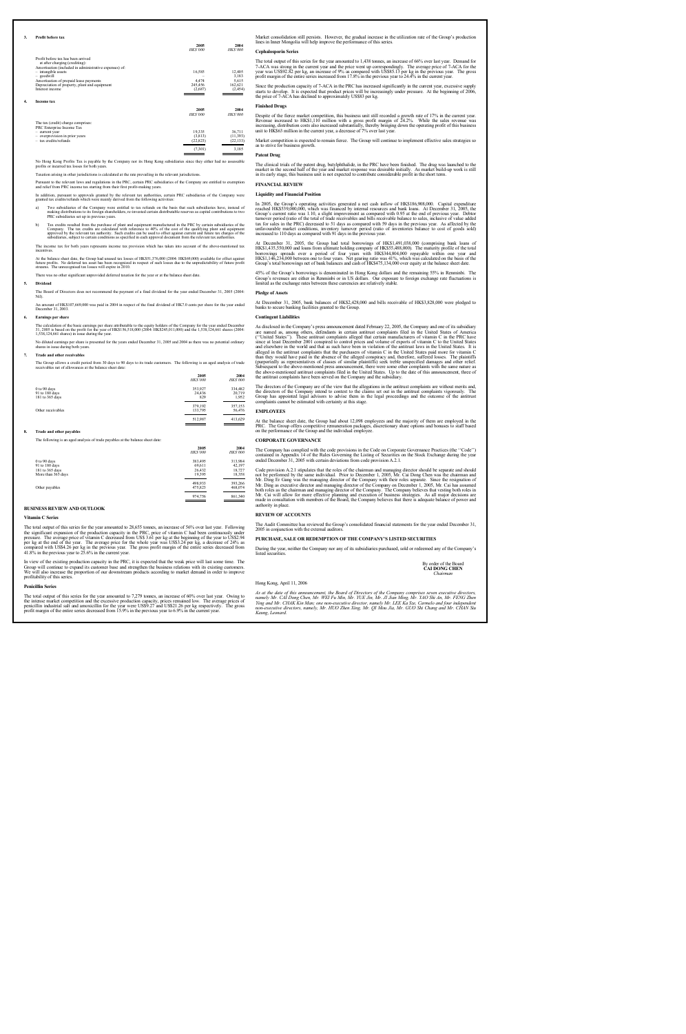## 3. Profit before tax

| | 2005 HK$'000 | 2004 HK$'000 |
|---|---|---|
| Profit before tax has been arrived at after charging (crediting): | | |
| Amortisation (included in administrative expenses) of: | | |
| – intangible assets | 16,588 | 12,405 |
| – goodwill | – | 3,183 |
| Amortisation of prepaid lease payments | 4,474 | 5,615 |
| Depreciation of property, plant and equipment | 245,456 | 182,621 |
| Interest income | (2,687) | (2,454) |

## 4. Income tax

| | 2005 HK$'000 | 2004 HK$'000 |
|---|---|---|
| The tax (credit) charge comprises: | | |
| PRC Enterprise Income Tax | | |
| – current year | 19,335 | 36,711 |
| – overprovision in prior years | (3,813) | (11,393) |
| – tax credits/refunds | (22,823) | (22,133) |
| | (7,301) | 3,185 |

No Hong Kong Profits Tax is payable by the Company nor its Hong Kong subsidiaries since they either had no assessable profits or incurred tax losses for both years.

Taxation arising in other jurisdictions is calculated at the rate prevailing in the relevant jurisdictions.

Pursuant to the relevant laws and regulations in the PRC, certain PRC subsidiaries of the Company are entitled to exemption and relief from PRC income tax starting from their first profit-making years.

In addition, pursuant to approvals granted by the relevant tax authorities, certain PRC subsidiaries of the Company were granted tax credits/refunds which were mainly derived from the following activities:

a) Two subsidiaries of the Company were entitled to tax refunds on the basis that such subsidiaries have, instead of making distributions to its foreign shareholders, re-invested certain distributable reserves as capital contributions to two PRC subsidiaries set up in previous years.

b) Tax credits resulted from the purchase of plant and equipment manufactured in the PRC by certain subsidiaries of the Company. The tax credits are calculated with reference to 40% of the cost of the qualifying plant and equipment approved by the relevant tax authority. Such credits can be used to offset against current and future tax charges of the subsidiaries, subject to certain conditions as specified in each approval document from the relevant tax authorities.

The income tax for both years represents income tax provision which has taken into account of the above-mentioned tax incentives.

At the balance sheet date, the Group had unused tax losses of HK$51,376,000 (2004: HK$69,000) available for offset against future profits. No deferred tax asset has been recognized in respect of such losses due to the unpredictability of future profit streams. The unrecognized tax losses will expire in 2010.

There was no other significant unprovided deferred taxation for the year or at the balance sheet date.

## 5. Dividend

The Board of Directors does not recommend the payment of a final dividend for the year ended December 31, 2005 (2004: Nil).

An amount of HK$107,669,000 was paid in 2004 in respect of the final dividend of HK7.0 cents per share for the year ended December 31, 2003.

## 6. Earnings per share

The calculation of the basic earnings per share attributable to the equity holders of the Company for the year ended December 31, 2005 is based on the profit for the year of HK$156,518,000 (2004: HK$245,011,000) and the 1,538,124,661 shares (2004: 1,538,124,661 shares) in issue during the year.

No diluted earnings per share is presented for the years ended December 31, 2005 and 2004 as there was no potential ordinary shares in issue during both years.

## 7. Trade and other receivables

The Group allows a credit period from 30 days to 90 days to its trade customers. The following is an aged analysis of trade receivables net of allowances at the balance sheet date:

| | 2005 HK$'000 | 2004 HK$'000 |
|---|---|---|
| 0 to 90 days | 353,927 | 334,482 |
| 91 to 180 days | 24,436 | 20,719 |
| 181 to 365 days | 829 | 1,952 |
| | 379,192 | 357,153 |
| Other receivables | 133,795 | 56,476 |
| | 512,987 | 413,629 |

## 8. Trade and other payables

The following is an aged analysis of trade payables at the balance sheet date:

| | 2005 HK$'000 | 2004 HK$'000 |
|---|---|---|
| 0 to 90 days | 383,495 | 313,984 |
| 91 to 180 days | 69,611 | 42,197 |
| 181 to 365 days | 26,432 | 18,727 |
| More than 365 days | 19,395 | 18,358 |
| | 498,933 | 393,266 |
| Other payables | 475,823 | 468,074 |
| | 974,756 | 861,340 |

## BUSINESS REVIEW AND OUTLOOK

### Vitamin C Series

The total output of this series for the year amounted to 28,655 tonnes, an increase of 56% over last year. Following the significant expansion of the production capacity in the PRC, price of vitamin C had been continuously under pressure. The average price of vitamin C decreased from US$ 3.61 per kg at the beginning of the year to US$2.94 per kg at the end of the year. The average price for the whole year was US$3.24 per kg, a decrease of 24% as compared with US$4.26 per kg in the previous year. The gross profit margin of the entire series decreased from 41.8% in the previous year to 25.6% in the current year.

In view of the existing production capacity in the PRC, it is expected that the weak price will last some time. The Group will continue to expand its customer base and strengthen the business relations with its existing customers. We will also increase the proportion of our downstream products according to market demand in order to improve profitability of this series.

### Penicillin Series

The total output of this series for the year amounted to 7,279 tonnes, an increase of 60% over last year. Owing to the intense market competition and the excessive production capacity, prices remained low. The average prices of penicillin industrial salt and amoxicillin for the year were US$9.27 and US$21.26 per kg respectively. The gross profit margin of the entire series decreased from 15.9% in the previous year to 6.9% in the current year.

Market consolidation still persists. However, the gradual increase in the utilization rate of the Group's production lines in Inner Mongolia will help improve the performance of this series.

### Cephalosporin Series

The total output of this series for the year amounted to 1,438 tonnes, an increase of 66% over last year. Demand for 7-ACA was strong in the current year and the price went up correspondingly. The average price of 7-ACA for the year was US$92.82 per kg, an increase of 9% as compared with US$85.13 per kg in the previous year. The gross profit margin of the entire series increased from 17.8% in the previous year to 24.8% in the current year.

Since the production capacity of 7-ACA in the PRC has increased significantly in the current year, excessive supply starts to develop. It is expected that product prices will be increasingly under pressure. At the beginning of 2006, the price of 7-ACA has declined to approximately US$83 per kg.

### Finished Drugs

Despite of the fierce market competition, this business unit still recorded a growth rate of 17% in the current year. Revenue increased to HK$1,110 million with a gross profit margin of 24.2%. While the sales revenue was increasing, distribution costs also increased substantially, thereby bringing down the operating profit of this business unit to HK$63 million in the current year, a decrease of 7% over last year.

Market competition is expected to remain fierce. The Group will continue to implement effective sales strategies so as to strive for business growth.

### Patent Drug

The clinical trials of the patent drug, butylphthalide, in the PRC have been finished. The drug was launched to the market in the second half of the year and market response was desirable initially. As market build-up work is still in its early stage, this business unit is not expected to contribute considerable profit in the short term.

## FINANCIAL REVIEW

### Liquidity and Financial Position

In 2005, the Group's operating activities generated a net cash inflow of HK$186,908,000. Capital expenditure reached HK$539,000,000, which was financed by internal resources and bank loans. At December 31, 2005, the Group's current ratio was 1.10, a slight improvement as compared with 0.95 at the end of previous year. Debtor turnover period (ratio of the total of trade receivables and bills receivable balance to sales, inclusive of value added tax for sales in the PRC) decreased to 51 days as compared with 59 days in the previous year. As affected by the unfavourable market conditions, inventory turnover period (ratio of inventories balance to cost of goods sold) increased to 110 days as compared with 91 days in the previous year.

At December 31, 2005, the Group had total borrowings of HK$1,491,038,000 (comprising bank loans of HK$1,435,550,000 and loans from ultimate holding company of HK$55,488,000). The maturity profile of the total borrowings spreads over a period of four years with HK$344,804,000 repayable within one year and HK$1,146,234,000 between one to four years. Net gearing ratio was 41%, which was calculated on the basis of the Group's total borrowings net of bank balances and cash of HK$475,134,000 over equity at the balance sheet date.

45% of the Group's borrowings is denominated in Hong Kong dollars and the remaining 55% in Renminbi. The Group's revenues are either in Renminbi or in US dollars. Our exposure to foreign exchange rate fluctuations is limited as the exchange rates between these currencies are relatively stable.

### Pledge of Assets

At December 31, 2005, bank balances of HK$2,428,000 and bills receivable of HK$3,828,000 were pledged to banks to secure banking facilities granted to the Group.

### Contingent Liabilities

As disclosed in the Company's press announcement dated February 22, 2005, the Company and one of its subsidiary are named as, among others, defendants in certain antitrust complaints filed in the United States of America ("United States"). These antitrust complaints alleged that certain manufacturers of vitamin C in the PRC have since at least December 2001 conspired to control prices and volume of exports of vitamin C to the United States and elsewhere in the world and that as such have been in violation of the antitrust laws in the United States. It is alleged in the antitrust complaints that the purchasers of vitamin C in the United States paid more for vitamin C than they would have paid in the absence of the alleged conspiracy and, therefore, suffered losses. The plaintiffs (purportedly as representatives of classes of similar plaintiffs) seek treble unspecified damages and other relief. Subsequent to the above-mentioned press announcement, there were some other complaints with the same nature as the above-mentioned antitrust complaints filed in the United States. Up to the date of this announcement, three of the antitrust complaints have been served on the Company and the subsidiary.

The directors of the Company are of the view that the allegations in the antitrust complaints are without merits and, the directors of the Company intend to contest to the claims set out in the antitrust complaints vigorously. The Group has appointed legal advisors to advise them in the legal proceedings and the outcome of the antitrust complaints cannot be estimated with certainty at this stage.

## EMPLOYEES

At the balance sheet date, the Group had about 12,098 employees and the majority of them are employed in the PRC. The Group offers competitive remuneration packages, discretionary share options and bonuses to staff based on the performance of the Group and the individual employee.

## CORPORATE GOVERNANCE

The Company has complied with the code provisions in the Code on Corporate Governance Practices (the "Code") contained in Appendix 14 of the Rules Governing the Listing of Securities on the Stock Exchange during the year ended December 31, 2005 with certain deviations from code provision A.2.1.

Code provision A.2.1 stipulates that the roles of the chairman and managing director should be separate and should not be performed by the same individual. Prior to December 1, 2005, Mr. Cai Dong Chen was the chairman and Mr. Ding Er Gang was the managing director of the Company with their roles separate. Since the resignation of Mr. Ding as executive director and managing director of the Company on December 1, 2005, Mr. Cai has assumed both roles as the chairman and managing director of the Company. The Company believes that vesting both roles in Mr. Cai will allow for more effective planning and execution of business strategies. As all major decisions are made in consultation with members of the Board, the Company believes that there is adequate balance of power and authority in place.

## REVIEW OF ACCOUNTS

The Audit Committee has reviewed the Group's consolidated financial statements for the year ended December 31, 2005 in conjunction with the external auditors.

## PURCHASE, SALE OR REDEMPTION OF THE COMPANY'S LISTED SECURITIES

During the year, neither the Company nor any of its subsidiaries purchased, sold or redeemed any of the Company's listed securities.

By order of the Board
**CAI DONG CHEN**
*Chairman*

Hong Kong, April 11, 2006

*As at the date of this announcement, the Board of Directors of the Company comprises seven executive directors, namely Mr. CAI Dong Chen, Mr. WEI Fu Min, Mr. YUE Jin, Mr. JI Jian Ming, Mr. YAO Shi An, Mr. FENG Zhen Ying and Mr. CHAK Kin Man; one non-executive director, namely Mr. LEE Ka Sze, Carmelo and four independent non-executive directors, namely, Mr. HUO Zhen Xing, Mr. QI Mou Jia, Mr. GUO Shi Chang and Mr. CHAN Siu Keung, Leonard.*